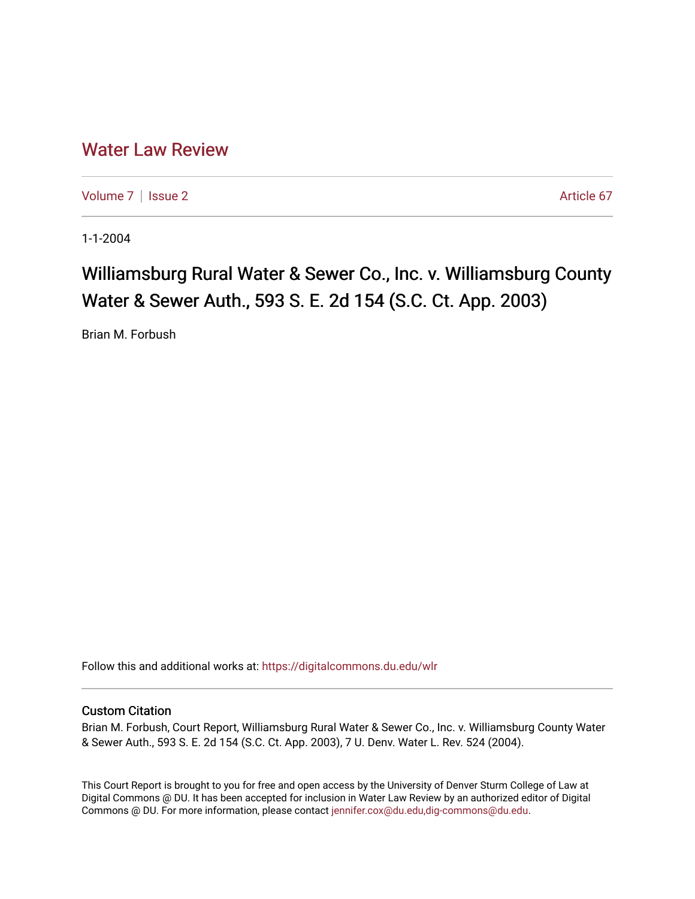# Water Law Review

Volume 7 | Issue 2 Article 67

1-1-2004

## Williamsburg Rural Water & Sewer Co., Inc. v. Williamsburg County Water & Sewer Auth., 593 S. E. 2d 154 (S.C. Ct. App. 2003)

Brian M. Forbush

Follow this and additional works at: https://digitalcommons.du.edu/wlr

### Custom Citation

Brian M. Forbush, Court Report, Williamsburg Rural Water & Sewer Co., Inc. v. Williamsburg County Water & Sewer Auth., 593 S. E. 2d 154 (S.C. Ct. App. 2003), 7 U. Denv. Water L. Rev. 524 (2004).

This Court Report is brought to you for free and open access by the University of Denver Sturm College of Law at Digital Commons @ DU. It has been accepted for inclusion in Water Law Review by an authorized editor of Digital Commons @ DU. For more information, please contact jennifer.cox@du.edu,dig-commons@du.edu.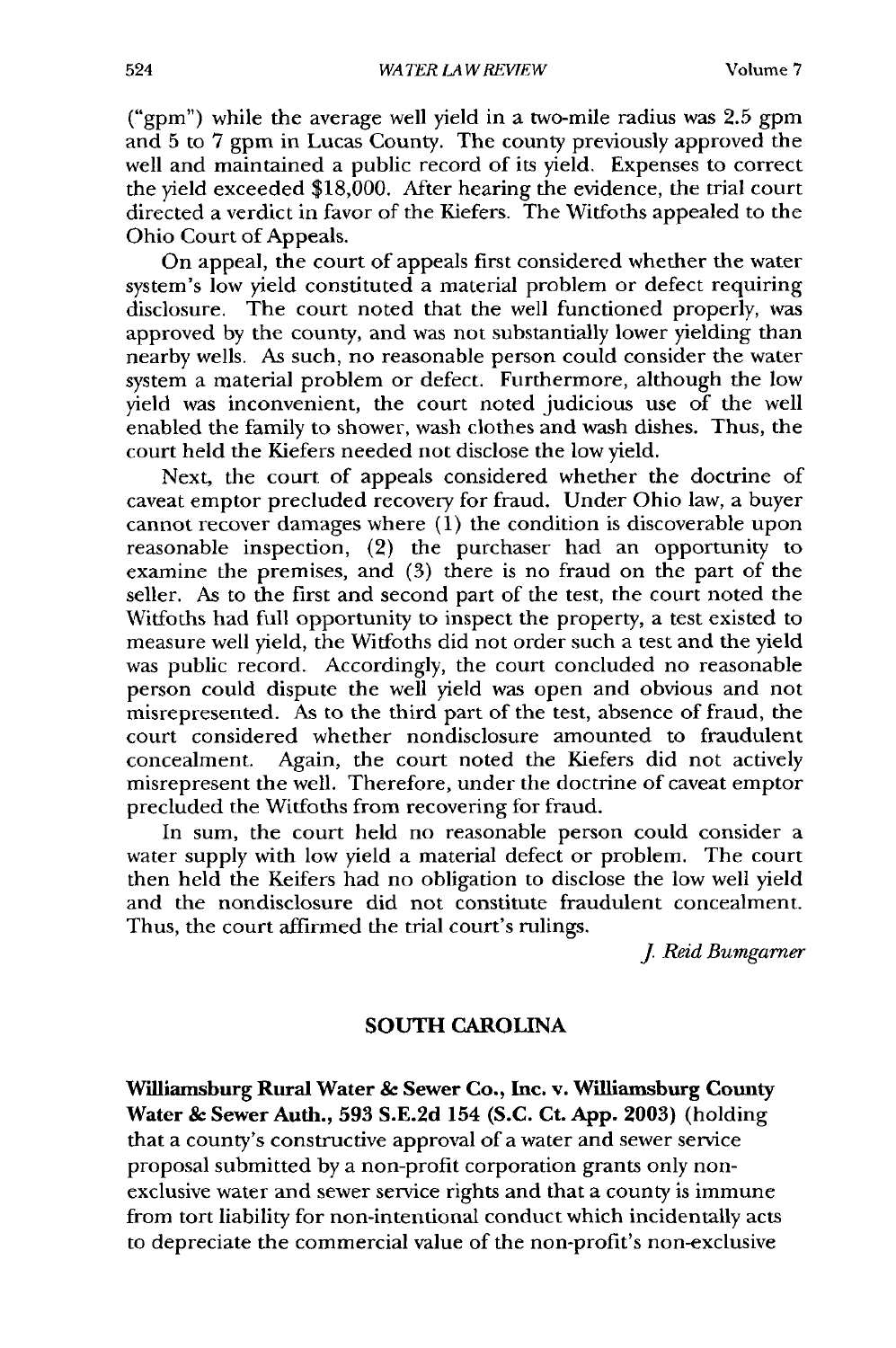("gpm") while the average well yield in a two-mile radius was 2.5 gpm and 5 to 7 gpm in Lucas County. The county previously approved the well and maintained a public record of its yield. Expenses to correct the yield exceeded $18,000. After hearing the evidence, the trial court directed a verdict in favor of the Kiefers. The Witfoths appealed to the Ohio Court of Appeals.

On appeal, the court of appeals first considered whether the water system's low yield constituted a material problem or defect requiring disclosure. The court noted that the well functioned properly, was approved by the county, and was not substantially lower yielding than nearby wells. As such, no reasonable person could consider the water system a material problem or defect. Furthermore, although the low yield was inconvenient, the court noted judicious use of the well enabled the family to shower, wash clothes and wash dishes. Thus, the court held the Kiefers needed not disclose the low yield.

Next, the court of appeals considered whether the doctrine of caveat emptor precluded recovery for fraud. Under Ohio law, a buyer cannot recover damages where (1) the condition is discoverable upon reasonable inspection, (2) the purchaser had an opportunity to examine the premises, and (3) there is no fraud on the part of the seller. As to the first and second part of the test, the court noted the Witfoths had full opportunity to inspect the property, a test existed to measure well yield, the Witfoths did not order such a test and the yield was public record. Accordingly, the court concluded no reasonable person could dispute the well yield was open and obvious and not misrepresented. As to the third part of the test, absence of fraud, the court considered whether nondisclosure amounted to fraudulent concealment. Again, the court noted the Kiefers did not actively misrepresent the well. Therefore, under the doctrine of caveat emptor precluded the Witfoths from recovering for fraud.

In sum, the court held no reasonable person could consider a water supply with low yield a material defect or problem. The court then held the Keifers had no obligation to disclose the low well yield and the nondisclosure did not constitute fraudulent concealment. Thus, the court affirmed the trial court's rulings.

*J. Reid Bumgarner*

## SOUTH CAROLINA

**Williamsburg Rural Water & Sewer Co., Inc. v. Williamsburg County Water & Sewer Auth., 593 S.E.2d 154 (S.C. Ct. App. 2003)** (holding that a county's constructive approval of a water and sewer service proposal submitted by a non-profit corporation grants only non-exclusive water and sewer service rights and that a county is immune from tort liability for non-intentional conduct which incidentally acts to depreciate the commercial value of the non-profit's non-exclusive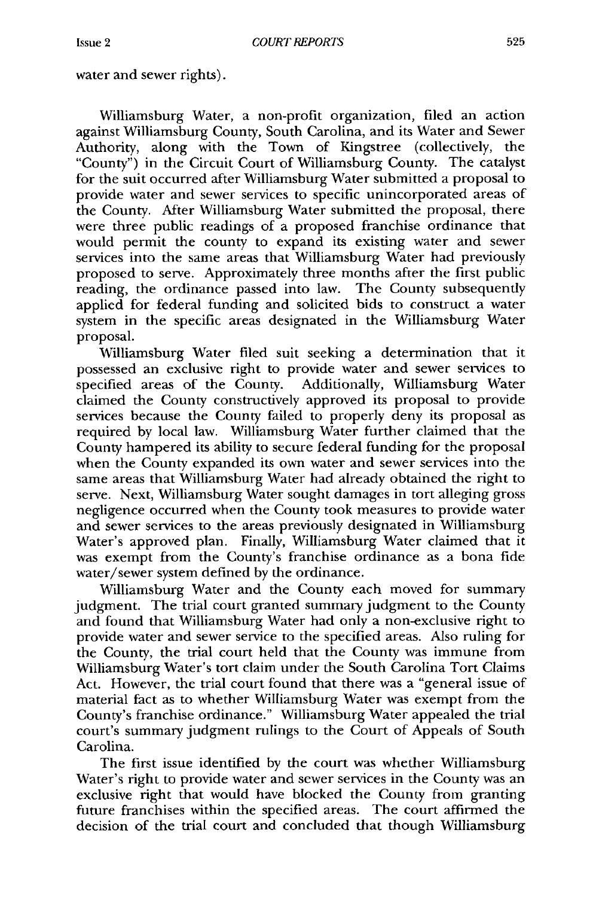water and sewer rights).

Williamsburg Water, a non-profit organization, filed an action against Williamsburg County, South Carolina, and its Water and Sewer Authority, along with the Town of Kingstree (collectively, the "County") in the Circuit Court of Williamsburg County. The catalyst for the suit occurred after Williamsburg Water submitted a proposal to provide water and sewer services to specific unincorporated areas of the County. After Williamsburg Water submitted the proposal, there were three public readings of a proposed franchise ordinance that would permit the county to expand its existing water and sewer services into the same areas that Williamsburg Water had previously proposed to serve. Approximately three months after the first public reading, the ordinance passed into law. The County subsequently applied for federal funding and solicited bids to construct a water system in the specific areas designated in the Williamsburg Water proposal.

Williamsburg Water filed suit seeking a determination that it possessed an exclusive right to provide water and sewer services to specified areas of the County. Additionally, Williamsburg Water claimed the County constructively approved its proposal to provide services because the County failed to properly deny its proposal as required by local law. Williamsburg Water further claimed that the County hampered its ability to secure federal funding for the proposal when the County expanded its own water and sewer services into the same areas that Williamsburg Water had already obtained the right to serve. Next, Williamsburg Water sought damages in tort alleging gross negligence occurred when the County took measures to provide water and sewer services to the areas previously designated in Williamsburg Water's approved plan. Finally, Williamsburg Water claimed that it was exempt from the County's franchise ordinance as a bona fide water/sewer system defined by the ordinance.

Williamsburg Water and the County each moved for summary judgment. The trial court granted summary judgment to the County and found that Williamsburg Water had only a non-exclusive right to provide water and sewer service to the specified areas. Also ruling for the County, the trial court held that the County was immune from Williamsburg Water's tort claim under the South Carolina Tort Claims Act. However, the trial court found that there was a "general issue of material fact as to whether Williamsburg Water was exempt from the County's franchise ordinance." Williamsburg Water appealed the trial court's summary judgment rulings to the Court of Appeals of South Carolina.

The first issue identified by the court was whether Williamsburg Water's right to provide water and sewer services in the County was an exclusive right that would have blocked the County from granting future franchises within the specified areas. The court affirmed the decision of the trial court and concluded that though Williamsburg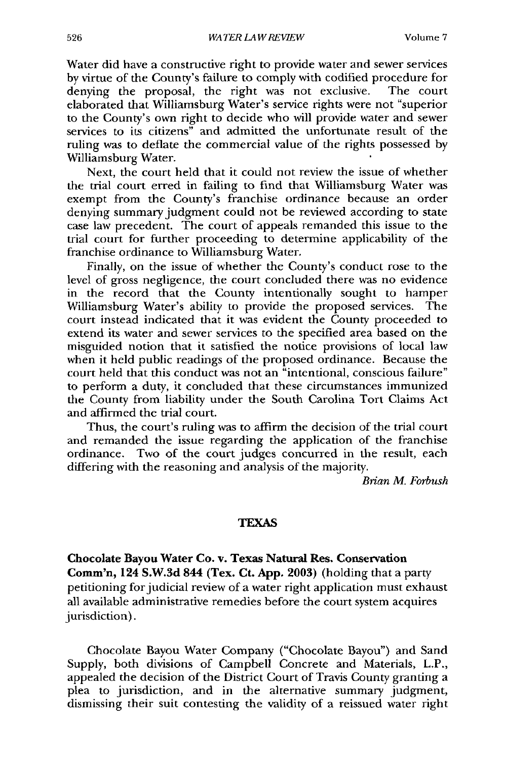Water did have a constructive right to provide water and sewer services by virtue of the County's failure to comply with codified procedure for denying the proposal, the right was not exclusive. The court elaborated that Williamsburg Water's service rights were not "superior to the County's own right to decide who will provide water and sewer services to its citizens" and admitted the unfortunate result of the ruling was to deflate the commercial value of the rights possessed by Williamsburg Water.

Next, the court held that it could not review the issue of whether the trial court erred in failing to find that Williamsburg Water was exempt from the County's franchise ordinance because an order denying summary judgment could not be reviewed according to state case law precedent. The court of appeals remanded this issue to the trial court for further proceeding to determine applicability of the franchise ordinance to Williamsburg Water.

Finally, on the issue of whether the County's conduct rose to the level of gross negligence, the court concluded there was no evidence in the record that the County intentionally sought to hamper Williamsburg Water's ability to provide the proposed services. The court instead indicated that it was evident the County proceeded to extend its water and sewer services to the specified area based on the misguided notion that it satisfied the notice provisions of local law when it held public readings of the proposed ordinance. Because the court held that this conduct was not an "intentional, conscious failure" to perform a duty, it concluded that these circumstances immunized the County from liability under the South Carolina Tort Claims Act and affirmed the trial court.

Thus, the court's ruling was to affirm the decision of the trial court and remanded the issue regarding the application of the franchise ordinance. Two of the court judges concurred in the result, each differing with the reasoning and analysis of the majority.

*Brian M. Forbush*

## TEXAS

**Chocolate Bayou Water Co. v. Texas Natural Res. Conservation Comm'n, 124 S.W.3d 844 (Tex. Ct. App. 2003)** (holding that a party petitioning for judicial review of a water right application must exhaust all available administrative remedies before the court system acquires jurisdiction).

Chocolate Bayou Water Company ("Chocolate Bayou") and Sand Supply, both divisions of Campbell Concrete and Materials, L.P., appealed the decision of the District Court of Travis County granting a plea to jurisdiction, and in the alternative summary judgment, dismissing their suit contesting the validity of a reissued water right